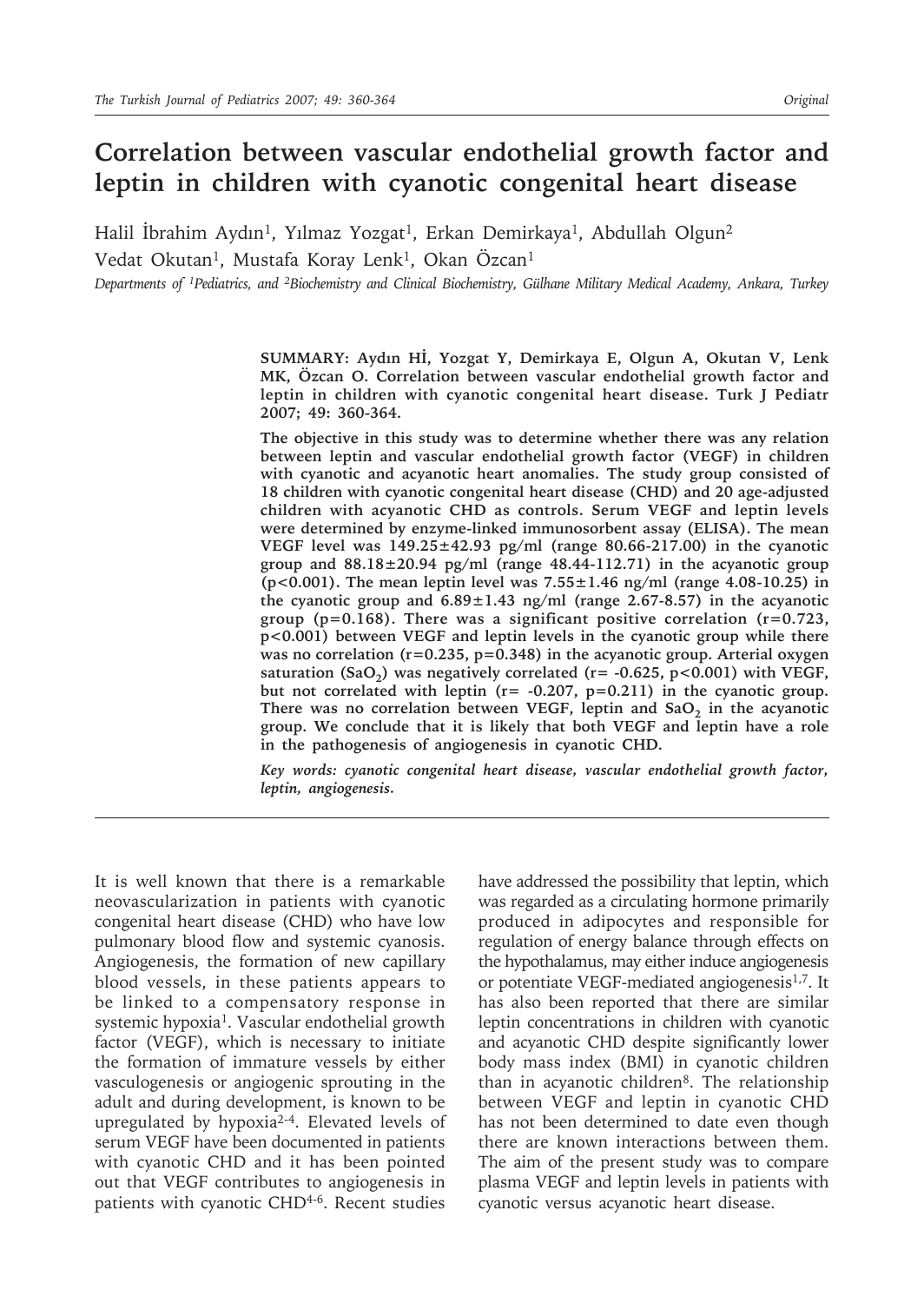# Correlation between vascular endothelial growth factor and leptin in children with cyanotic congenital heart disease

Halil İbrahim Aydın[1], Yılmaz Yozgat[1], Erkan Demirkaya[1], Abdullah Olgun[2]
Vedat Okutan[1], Mustafa Koray Lenk[1], Okan Özcan[1]

*Departments of [1]Pediatrics, and [2]Biochemistry and Clinical Biochemistry, Gülhane Military Medical Academy, Ankara, Turkey*

**SUMMARY: Aydın Hİ, Yozgat Y, Demirkaya E, Olgun A, Okutan V, Lenk MK, Özcan O. Correlation between vascular endothelial growth factor and leptin in children with cyanotic congenital heart disease. Turk J Pediatr 2007; 49: 360-364.**

**The objective in this study was to determine whether there was any relation between leptin and vascular endothelial growth factor (VEGF) in children with cyanotic and acyanotic heart anomalies. The study group consisted of 18 children with cyanotic congenital heart disease (CHD) and 20 age-adjusted children with acyanotic CHD as controls. Serum VEGF and leptin levels were determined by enzyme-linked immunosorbent assay (ELISA). The mean VEGF level was 149.25±42.93 pg/ml (range 80.66-217.00) in the cyanotic group and 88.18±20.94 pg/ml (range 48.44-112.71) in the acyanotic group ($p<0.001$). The mean leptin level was 7.55±1.46 ng/ml (range 4.08-10.25) in the cyanotic group and 6.89±1.43 ng/ml (range 2.67-8.57) in the acyanotic group ($p=0.168$). There was a significant positive correlation ($r=0.723$, $p<0.001$) between VEGF and leptin levels in the cyanotic group while there was no correlation ($r=0.235$, $p=0.348$) in the acyanotic group. Arterial oxygen saturation ($SaO_2$) was negatively correlated ($r= -0.625$, $p<0.001$) with VEGF, but not correlated with leptin ($r= -0.207$, $p=0.211$) in the cyanotic group. There was no correlation between VEGF, leptin and $SaO_2$ in the acyanotic group. We conclude that it is likely that both VEGF and leptin have a role in the pathogenesis of angiogenesis in cyanotic CHD.**

*Key words: cyanotic congenital heart disease, vascular endothelial growth factor, leptin, angiogenesis.*

It is well known that there is a remarkable neovascularization in patients with cyanotic congenital heart disease (CHD) who have low pulmonary blood flow and systemic cyanosis. Angiogenesis, the formation of new capillary blood vessels, in these patients appears to be linked to a compensatory response in systemic hypoxia[1]. Vascular endothelial growth factor (VEGF), which is necessary to initiate the formation of immature vessels by either vasculogenesis or angiogenic sprouting in the adult and during development, is known to be upregulated by hypoxia[2-4]. Elevated levels of serum VEGF have been documented in patients with cyanotic CHD and it has been pointed out that VEGF contributes to angiogenesis in patients with cyanotic CHD[4-6]. Recent studies have addressed the possibility that leptin, which was regarded as a circulating hormone primarily produced in adipocytes and responsible for regulation of energy balance through effects on the hypothalamus, may either induce angiogenesis or potentiate VEGF-mediated angiogenesis[1,7]. It has also been reported that there are similar leptin concentrations in children with cyanotic and acyanotic CHD despite significantly lower body mass index (BMI) in cyanotic children than in acyanotic children[8]. The relationship between VEGF and leptin in cyanotic CHD has not been determined to date even though there are known interactions between them. The aim of the present study was to compare plasma VEGF and leptin levels in patients with cyanotic versus acyanotic heart disease.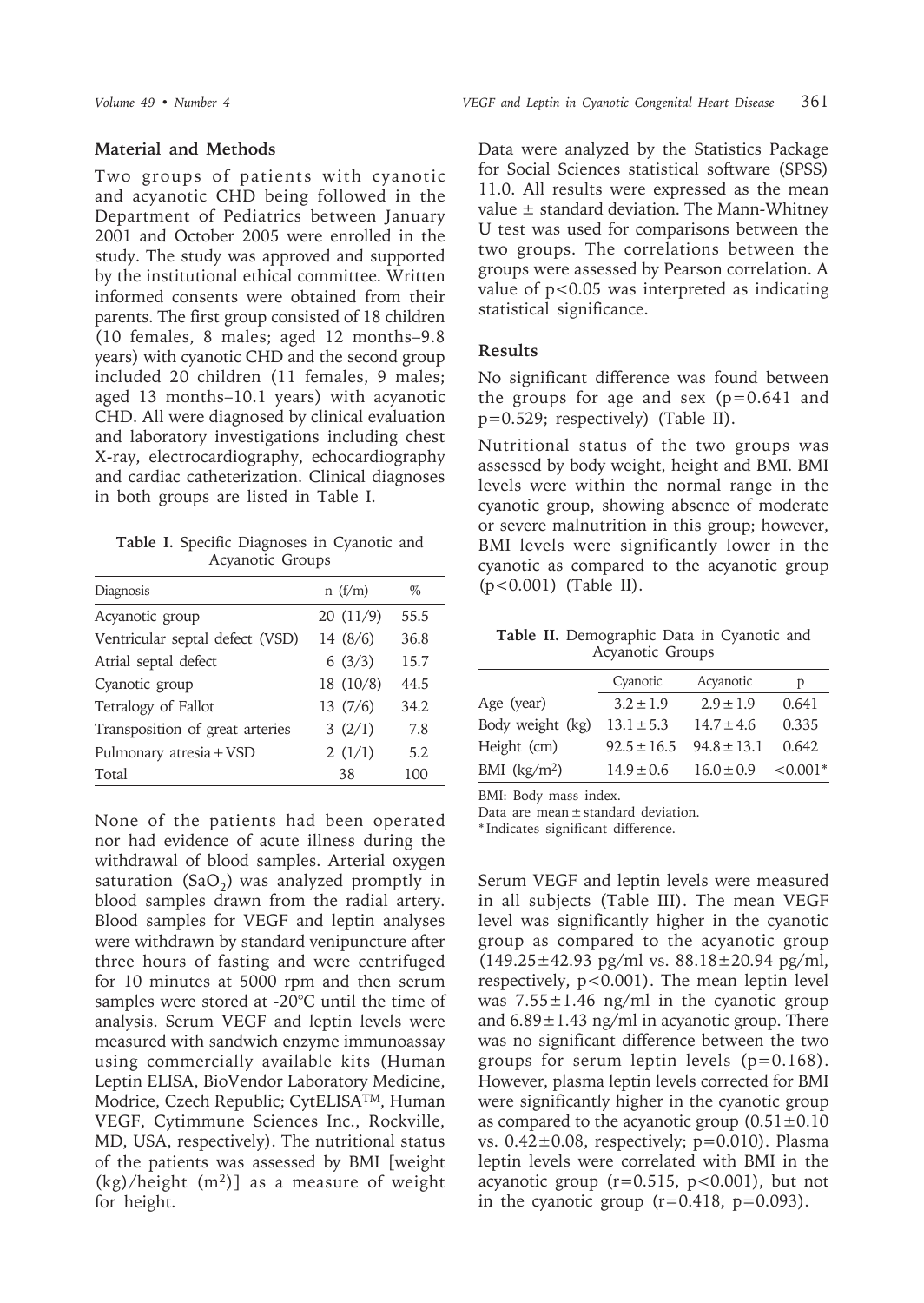## Material and Methods

Two groups of patients with cyanotic and acyanotic CHD being followed in the Department of Pediatrics between January 2001 and October 2005 were enrolled in the study. The study was approved and supported by the institutional ethical committee. Written informed consents were obtained from their parents. The first group consisted of 18 children (10 females, 8 males; aged 12 months–9.8 years) with cyanotic CHD and the second group included 20 children (11 females, 9 males; aged 13 months–10.1 years) with acyanotic CHD. All were diagnosed by clinical evaluation and laboratory investigations including chest X-ray, electrocardiography, echocardiography and cardiac catheterization. Clinical diagnoses in both groups are listed in Table I.

**Table I.** Specific Diagnoses in Cyanotic and Acyanotic Groups

| Diagnosis | n (f/m) | % |
|---|---|---|
| Acyanotic group | 20 (11/9) | 55.5 |
| Ventricular septal defect (VSD) | 14 (8/6) | 36.8 |
| Atrial septal defect | 6 (3/3) | 15.7 |
| Cyanotic group | 18 (10/8) | 44.5 |
| Tetralogy of Fallot | 13 (7/6) | 34.2 |
| Transposition of great arteries | 3 (2/1) | 7.8 |
| Pulmonary atresia + VSD | 2 (1/1) | 5.2 |
| Total | 38 | 100 |

None of the patients had been operated nor had evidence of acute illness during the withdrawal of blood samples. Arterial oxygen saturation ($SaO_2$) was analyzed promptly in blood samples drawn from the radial artery. Blood samples for VEGF and leptin analyses were withdrawn by standard venipuncture after three hours of fasting and were centrifuged for 10 minutes at 5000 rpm and then serum samples were stored at -20°C until the time of analysis. Serum VEGF and leptin levels were measured with sandwich enzyme immunoassay using commercially available kits (Human Leptin ELISA, BioVendor Laboratory Medicine, Modrice, Czech Republic; CytELISA™, Human VEGF, Cytimmune Sciences Inc., Rockville, MD, USA, respectively). The nutritional status of the patients was assessed by BMI [weight (kg)/height ($m^2$)] as a measure of weight for height.

Data were analyzed by the Statistics Package for Social Sciences statistical software (SPSS) 11.0. All results were expressed as the mean value ± standard deviation. The Mann-Whitney U test was used for comparisons between the two groups. The correlations between the groups were assessed by Pearson correlation. A value of $p<0.05$ was interpreted as indicating statistical significance.

## Results

No significant difference was found between the groups for age and sex ($p=0.641$ and $p=0.529$; respectively) (Table II).

Nutritional status of the two groups was assessed by body weight, height and BMI. BMI levels were within the normal range in the cyanotic group, showing absence of moderate or severe malnutrition in this group; however, BMI levels were significantly lower in the cyanotic as compared to the acyanotic group ($p<0.001$) (Table II).

**Table II.** Demographic Data in Cyanotic and Acyanotic Groups

| | Cyanotic | Acyanotic | p |
|---|---|---|---|
| Age (year) | 3.2 ± 1.9 | 2.9 ± 1.9 | 0.641 |
| Body weight (kg) | 13.1 ± 5.3 | 14.7 ± 4.6 | 0.335 |
| Height (cm) | 92.5 ± 16.5 | 94.8 ± 13.1 | 0.642 |
| BMI (kg/$m^2$) | 14.9 ± 0.6 | 16.0 ± 0.9 | <0.001* |

BMI: Body mass index.
Data are mean ± standard deviation.
* Indicates significant difference.

Serum VEGF and leptin levels were measured in all subjects (Table III). The mean VEGF level was significantly higher in the cyanotic group as compared to the acyanotic group (149.25±42.93 pg/ml vs. 88.18±20.94 pg/ml, respectively, $p<0.001$). The mean leptin level was 7.55±1.46 ng/ml in the cyanotic group and 6.89±1.43 ng/ml in acyanotic group. There was no significant difference between the two groups for serum leptin levels ($p=0.168$). However, plasma leptin levels corrected for BMI were significantly higher in the cyanotic group as compared to the acyanotic group (0.51±0.10 vs. 0.42±0.08, respectively; $p=0.010$). Plasma leptin levels were correlated with BMI in the acyanotic group ($r=0.515$, $p<0.001$), but not in the cyanotic group ($r=0.418$, $p=0.093$).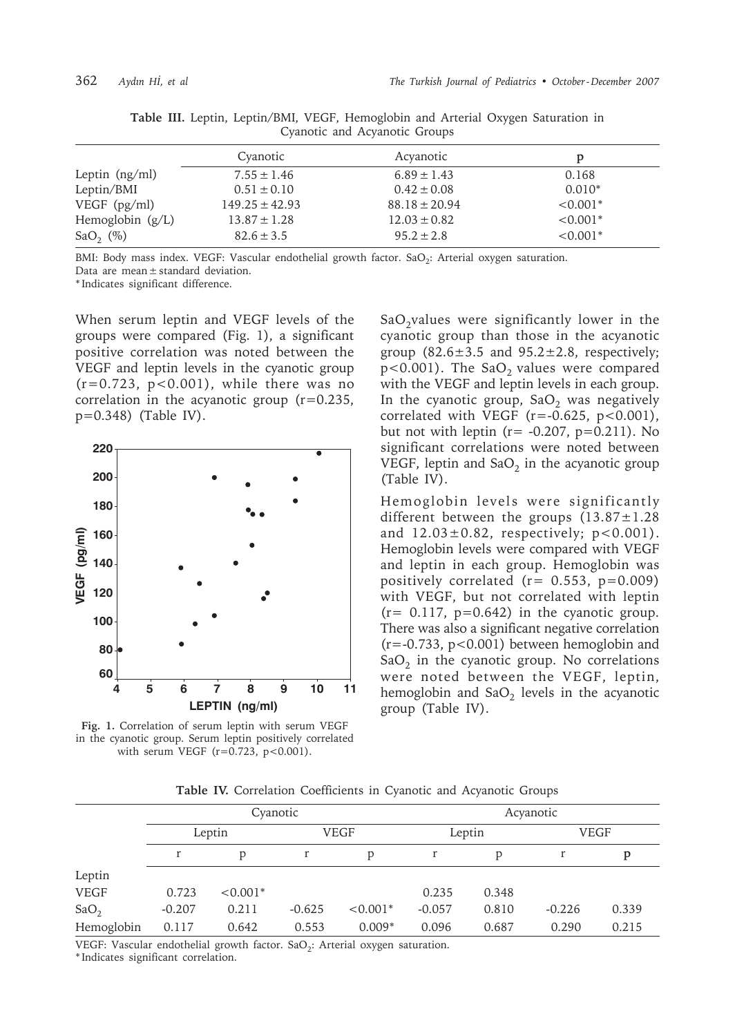**Table III.** Leptin, Leptin/BMI, VEGF, Hemoglobin and Arterial Oxygen Saturation in Cyanotic and Acyanotic Groups

| | Cyanotic | Acyanotic | p |
|---|---|---|---|
| Leptin (ng/ml) | 7.55 ± 1.46 | 6.89 ± 1.43 | 0.168 |
| Leptin/BMI | 0.51 ± 0.10 | 0.42 ± 0.08 | 0.010* |
| VEGF (pg/ml) | 149.25 ± 42.93 | 88.18 ± 20.94 | <0.001* |
| Hemoglobin (g/L) | 13.87 ± 1.28 | 12.03 ± 0.82 | <0.001* |
| $SaO_2$ (%) | 82.6 ± 3.5 | 95.2 ± 2.8 | <0.001* |

BMI: Body mass index. VEGF: Vascular endothelial growth factor. $SaO_2$: Arterial oxygen saturation.
Data are mean ± standard deviation.
*Indicates significant difference.

When serum leptin and VEGF levels of the groups were compared (Fig. 1), a significant positive correlation was noted between the VEGF and leptin levels in the cyanotic group ($r=0.723$, $p<0.001$), while there was no correlation in the acyanotic group ($r=0.235$, $p=0.348$) (Table IV).

**Fig. 1.** Correlation of serum leptin with serum VEGF in the cyanotic group. Serum leptin positively correlated with serum VEGF ($r=0.723$, $p<0.001$).

$SaO_2$ values were significantly lower in the cyanotic group than those in the acyanotic group (82.6±3.5 and 95.2±2.8, respectively; $p<0.001$). The $SaO_2$ values were compared with the VEGF and leptin levels in each group. In the cyanotic group, $SaO_2$ was negatively correlated with VEGF ($r=-0.625$, $p<0.001$), but not with leptin ($r=-0.207$, $p=0.211$). No significant correlations were noted between VEGF, leptin and $SaO_2$ in the acyanotic group (Table IV).

Hemoglobin levels were significantly different between the groups (13.87±1.28 and 12.03±0.82, respectively; $p<0.001$). Hemoglobin levels were compared with VEGF and leptin in each group. Hemoglobin was positively correlated ($r=0.553$, $p=0.009$) with VEGF, but not correlated with leptin ($r=0.117$, $p=0.642$) in the cyanotic group. There was also a significant negative correlation ($r=-0.733$, $p<0.001$) between hemoglobin and $SaO_2$ in the cyanotic group. No correlations were noted between the VEGF, leptin, hemoglobin and $SaO_2$ levels in the acyanotic group (Table IV).

**Table IV.** Correlation Coefficients in Cyanotic and Acyanotic Groups

| | Cyanotic | | | | Acyanotic | | | |
|---|---|---|---|---|---|---|---|---|
| | Leptin | | VEGF | | Leptin | | VEGF | |
| | r | p | r | p | r | p | r | p |
| Leptin | | | | | | | | |
| VEGF | 0.723 | <0.001* | | | 0.235 | 0.348 | | |
| $SaO_2$ | -0.207 | 0.211 | -0.625 | <0.001* | -0.057 | 0.810 | -0.226 | 0.339 |
| Hemoglobin | 0.117 | 0.642 | 0.553 | 0.009* | 0.096 | 0.687 | 0.290 | 0.215 |

VEGF: Vascular endothelial growth factor. $SaO_2$: Arterial oxygen saturation.
*Indicates significant correlation.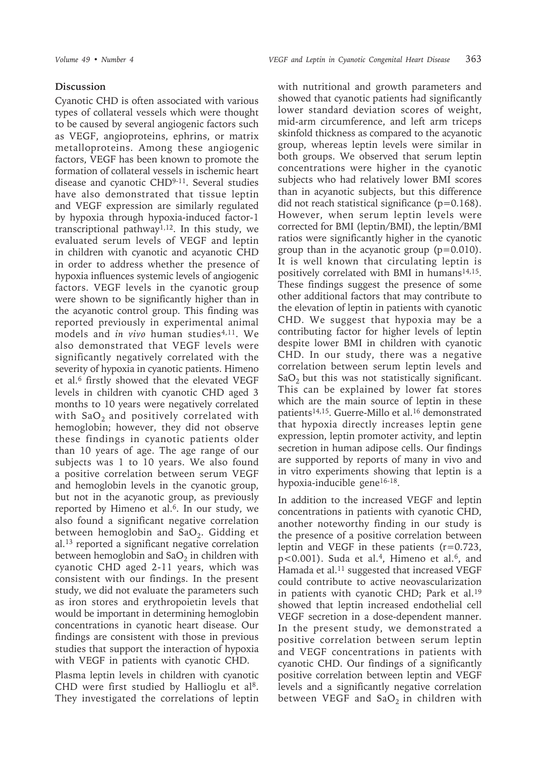## Discussion

Cyanotic CHD is often associated with various types of collateral vessels which were thought to be caused by several angiogenic factors such as VEGF, angioproteins, ephrins, or matrix metalloproteins. Among these angiogenic factors, VEGF has been known to promote the formation of collateral vessels in ischemic heart disease and cyanotic CHD[9-11]. Several studies have also demonstrated that tissue leptin and VEGF expression are similarly regulated by hypoxia through hypoxia-induced factor-1 transcriptional pathway[1,12]. In this study, we evaluated serum levels of VEGF and leptin in children with cyanotic and acyanotic CHD in order to address whether the presence of hypoxia influences systemic levels of angiogenic factors. VEGF levels in the cyanotic group were shown to be significantly higher than in the acyanotic control group. This finding was reported previously in experimental animal models and *in vivo* human studies[4,11]. We also demonstrated that VEGF levels were significantly negatively correlated with the severity of hypoxia in cyanotic patients. Himeno et al.[6] firstly showed that the elevated VEGF levels in children with cyanotic CHD aged 3 months to 10 years were negatively correlated with $SaO_2$ and positively correlated with hemoglobin; however, they did not observe these findings in cyanotic patients older than 10 years of age. The age range of our subjects was 1 to 10 years. We also found a positive correlation between serum VEGF and hemoglobin levels in the cyanotic group, but not in the acyanotic group, as previously reported by Himeno et al.[6]. In our study, we also found a significant negative correlation between hemoglobin and $SaO_2$. Gidding et al.[13] reported a significant negative correlation between hemoglobin and $SaO_2$ in children with cyanotic CHD aged 2-11 years, which was consistent with our findings. In the present study, we did not evaluate the parameters such as iron stores and erythropoietin levels that would be important in determining hemoglobin concentrations in cyanotic heart disease. Our findings are consistent with those in previous studies that support the interaction of hypoxia with VEGF in patients with cyanotic CHD.

Plasma leptin levels in children with cyanotic CHD were first studied by Hallioglu et al[8]. They investigated the correlations of leptin with nutritional and growth parameters and showed that cyanotic patients had significantly lower standard deviation scores of weight, mid-arm circumference, and left arm triceps skinfold thickness as compared to the acyanotic group, whereas leptin levels were similar in both groups. We observed that serum leptin concentrations were higher in the cyanotic subjects who had relatively lower BMI scores than in acyanotic subjects, but this difference did not reach statistical significance ($p=0.168$). However, when serum leptin levels were corrected for BMI (leptin/BMI), the leptin/BMI ratios were significantly higher in the cyanotic group than in the acyanotic group ($p=0.010$). It is well known that circulating leptin is positively correlated with BMI in humans[14,15]. These findings suggest the presence of some other additional factors that may contribute to the elevation of leptin in patients with cyanotic CHD. We suggest that hypoxia may be a contributing factor for higher levels of leptin despite lower BMI in children with cyanotic CHD. In our study, there was a negative correlation between serum leptin levels and $SaO_2$ but this was not statistically significant. This can be explained by lower fat stores which are the main source of leptin in these patients[14,15]. Guerre-Millo et al.[16] demonstrated that hypoxia directly increases leptin gene expression, leptin promoter activity, and leptin secretion in human adipose cells. Our findings are supported by reports of many in vivo and in vitro experiments showing that leptin is a hypoxia-inducible gene[16-18].

In addition to the increased VEGF and leptin concentrations in patients with cyanotic CHD, another noteworthy finding in our study is the presence of a positive correlation between leptin and VEGF in these patients ($r=0.723$, $p<0.001$). Suda et al.[4], Himeno et al.[6], and Hamada et al.[11] suggested that increased VEGF could contribute to active neovascularization in patients with cyanotic CHD; Park et al.[19] showed that leptin increased endothelial cell VEGF secretion in a dose-dependent manner. In the present study, we demonstrated a positive correlation between serum leptin and VEGF concentrations in patients with cyanotic CHD. Our findings of a significantly positive correlation between leptin and VEGF levels and a significantly negative correlation between VEGF and $SaO_2$ in children with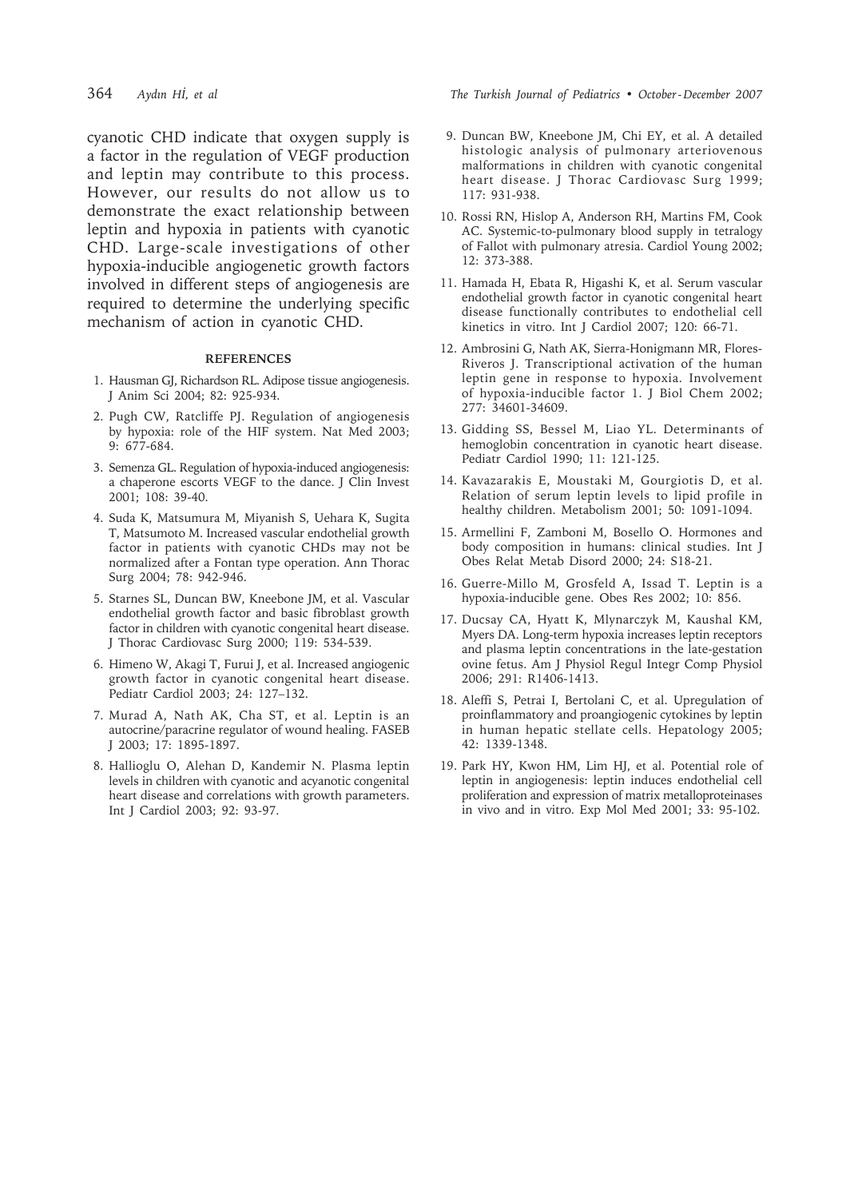cyanotic CHD indicate that oxygen supply is a factor in the regulation of VEGF production and leptin may contribute to this process. However, our results do not allow us to demonstrate the exact relationship between leptin and hypoxia in patients with cyanotic CHD. Large-scale investigations of other hypoxia-inducible angiogenetic growth factors involved in different steps of angiogenesis are required to determine the underlying specific mechanism of action in cyanotic CHD.

## REFERENCES

1. Hausman GJ, Richardson RL. Adipose tissue angiogenesis. J Anim Sci 2004; 82: 925-934.
2. Pugh CW, Ratcliffe PJ. Regulation of angiogenesis by hypoxia: role of the HIF system. Nat Med 2003; 9: 677-684.
3. Semenza GL. Regulation of hypoxia-induced angiogenesis: a chaperone escorts VEGF to the dance. J Clin Invest 2001; 108: 39-40.
4. Suda K, Matsumura M, Miyanish S, Uehara K, Sugita T, Matsumoto M. Increased vascular endothelial growth factor in patients with cyanotic CHDs may not be normalized after a Fontan type operation. Ann Thorac Surg 2004; 78: 942-946.
5. Starnes SL, Duncan BW, Kneebone JM, et al. Vascular endothelial growth factor and basic fibroblast growth factor in children with cyanotic congenital heart disease. J Thorac Cardiovasc Surg 2000; 119: 534-539.
6. Himeno W, Akagi T, Furui J, et al. Increased angiogenic growth factor in cyanotic congenital heart disease. Pediatr Cardiol 2003; 24: 127–132.
7. Murad A, Nath AK, Cha ST, et al. Leptin is an autocrine/paracrine regulator of wound healing. FASEB J 2003; 17: 1895-1897.
8. Hallioglu O, Alehan D, Kandemir N. Plasma leptin levels in children with cyanotic and acyanotic congenital heart disease and correlations with growth parameters. Int J Cardiol 2003; 92: 93-97.
9. Duncan BW, Kneebone JM, Chi EY, et al. A detailed histologic analysis of pulmonary arteriovenous malformations in children with cyanotic congenital heart disease. J Thorac Cardiovasc Surg 1999; 117: 931-938.
10. Rossi RN, Hislop A, Anderson RH, Martins FM, Cook AC. Systemic-to-pulmonary blood supply in tetralogy of Fallot with pulmonary atresia. Cardiol Young 2002; 12: 373-388.
11. Hamada H, Ebata R, Higashi K, et al. Serum vascular endothelial growth factor in cyanotic congenital heart disease functionally contributes to endothelial cell kinetics in vitro. Int J Cardiol 2007; 120: 66-71.
12. Ambrosini G, Nath AK, Sierra-Honigmann MR, Flores-Riveros J. Transcriptional activation of the human leptin gene in response to hypoxia. Involvement of hypoxia-inducible factor 1. J Biol Chem 2002; 277: 34601-34609.
13. Gidding SS, Bessel M, Liao YL. Determinants of hemoglobin concentration in cyanotic heart disease. Pediatr Cardiol 1990; 11: 121-125.
14. Kavazarakis E, Moustaki M, Gourgiotis D, et al. Relation of serum leptin levels to lipid profile in healthy children. Metabolism 2001; 50: 1091-1094.
15. Armellini F, Zamboni M, Bosello O. Hormones and body composition in humans: clinical studies. Int J Obes Relat Metab Disord 2000; 24: S18-21.
16. Guerre-Millo M, Grosfeld A, Issad T. Leptin is a hypoxia-inducible gene. Obes Res 2002; 10: 856.
17. Ducsay CA, Hyatt K, Mlynarczyk M, Kaushal KM, Myers DA. Long-term hypoxia increases leptin receptors and plasma leptin concentrations in the late-gestation ovine fetus. Am J Physiol Regul Integr Comp Physiol 2006; 291: R1406-1413.
18. Aleffi S, Petrai I, Bertolani C, et al. Upregulation of proinflammatory and proangiogenic cytokines by leptin in human hepatic stellate cells. Hepatology 2005; 42: 1339-1348.
19. Park HY, Kwon HM, Lim HJ, et al. Potential role of leptin in angiogenesis: leptin induces endothelial cell proliferation and expression of matrix metalloproteinases in vivo and in vitro. Exp Mol Med 2001; 33: 95-102.